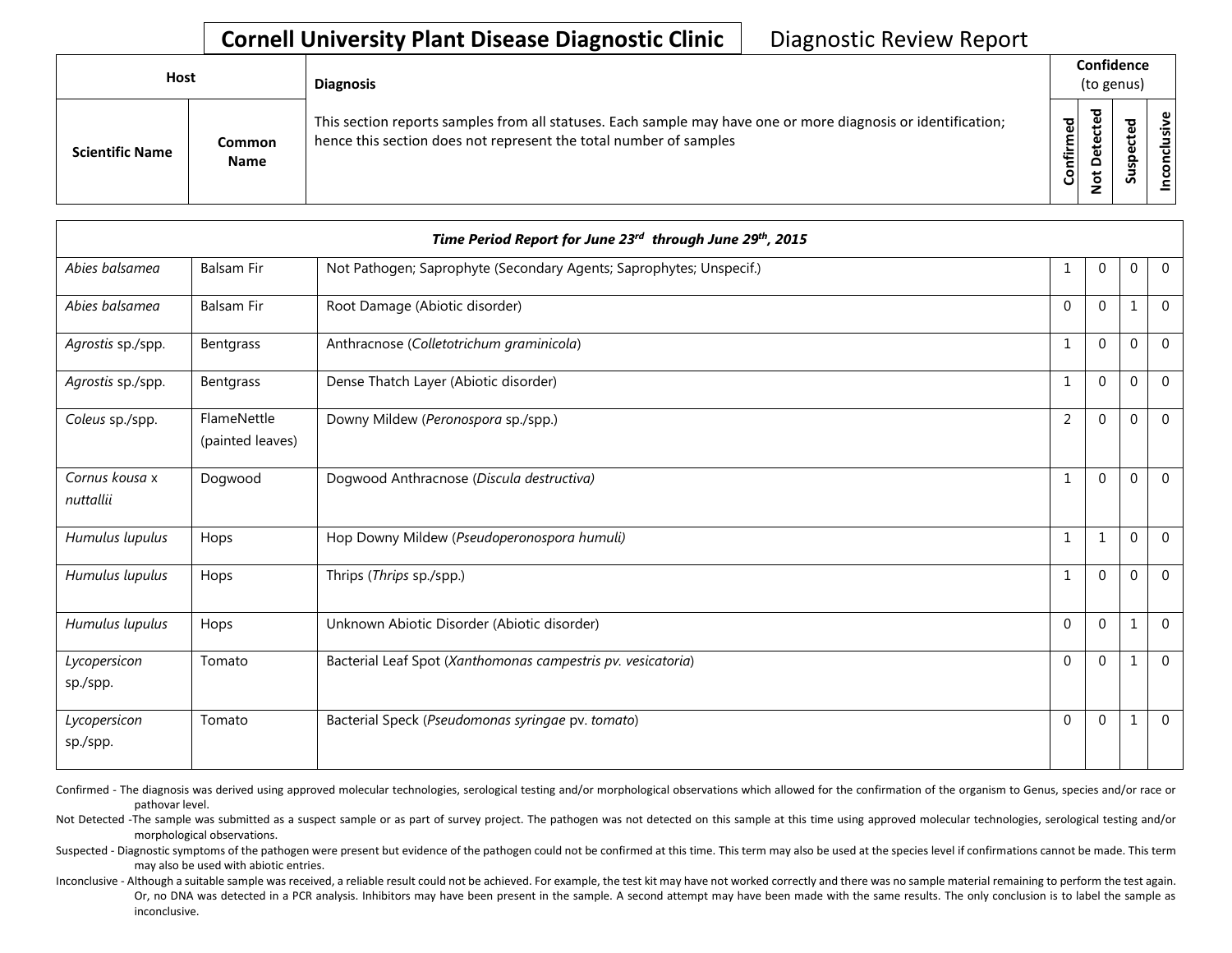# Cornell University Plant Disease Diagnostic Clinic

Diagnostic Review Report

| Host | | Diagnosis | Confidence (to genus) | | | |
|---|---|---|---|---|---|---|
| Scientific Name | Common Name | This section reports samples from all statuses. Each sample may have one or more diagnosis or identification; hence this section does not represent the total number of samples | Confirmed | Not Detected | Suspected | Inconclusive |
| ***Time Period Report for June 23rd through June 29th, 2015*** | | | | | | |
| *Abies balsamea* | Balsam Fir | Not Pathogen; Saprophyte (Secondary Agents; Saprophytes; Unspecif.) | 1 | 0 | 0 | 0 |
| *Abies balsamea* | Balsam Fir | Root Damage (Abiotic disorder) | 0 | 0 | 1 | 0 |
| *Agrostis* sp./spp. | Bentgrass | Anthracnose (*Colletotrichum graminicola*) | 1 | 0 | 0 | 0 |
| *Agrostis* sp./spp. | Bentgrass | Dense Thatch Layer (Abiotic disorder) | 1 | 0 | 0 | 0 |
| *Coleus* sp./spp. | FlameNettle (painted leaves) | Downy Mildew (*Peronospora* sp./spp.) | 2 | 0 | 0 | 0 |
| *Cornus kousa* x *nuttallii* | Dogwood | Dogwood Anthracnose (*Discula destructiva)* | 1 | 0 | 0 | 0 |
| *Humulus lupulus* | Hops | Hop Downy Mildew (*Pseudoperonospora humuli)* | 1 | 1 | 0 | 0 |
| *Humulus lupulus* | Hops | Thrips (*Thrips* sp./spp.) | 1 | 0 | 0 | 0 |
| *Humulus lupulus* | Hops | Unknown Abiotic Disorder (Abiotic disorder) | 0 | 0 | 1 | 0 |
| *Lycopersicon* sp./spp. | Tomato | Bacterial Leaf Spot (*Xanthomonas campestris pv. vesicatoria*) | 0 | 0 | 1 | 0 |
| *Lycopersicon* sp./spp. | Tomato | Bacterial Speck (*Pseudomonas syringae* pv. *tomato*) | 0 | 0 | 1 | 0 |

Confirmed - The diagnosis was derived using approved molecular technologies, serological testing and/or morphological observations which allowed for the confirmation of the organism to Genus, species and/or race or pathovar level.

Not Detected -The sample was submitted as a suspect sample or as part of survey project. The pathogen was not detected on this sample at this time using approved molecular technologies, serological testing and/or morphological observations.

Suspected - Diagnostic symptoms of the pathogen were present but evidence of the pathogen could not be confirmed at this time. This term may also be used at the species level if confirmations cannot be made. This term may also be used with abiotic entries.

Inconclusive - Although a suitable sample was received, a reliable result could not be achieved. For example, the test kit may have not worked correctly and there was no sample material remaining to perform the test again. Or, no DNA was detected in a PCR analysis. Inhibitors may have been present in the sample. A second attempt may have been made with the same results. The only conclusion is to label the sample as inconclusive.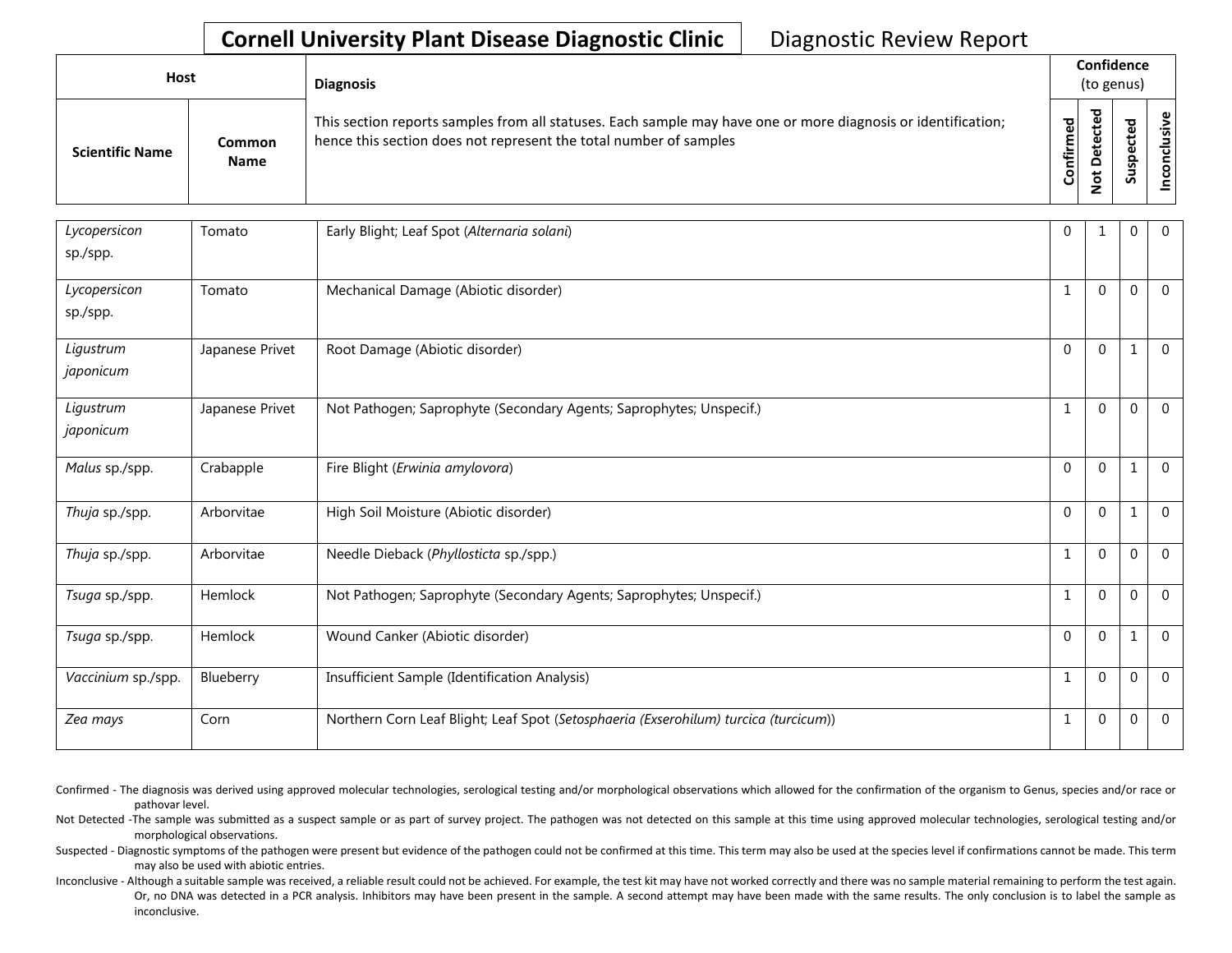# Cornell University Plant Disease Diagnostic Clinic

Diagnostic Review Report

| Host | | Diagnosis | Confidence (to genus) | | | |
|---|---|---|---|---|---|---|
| Scientific Name | Common Name | This section reports samples from all statuses. Each sample may have one or more diagnosis or identification; hence this section does not represent the total number of samples | Confirmed | Not Detected | Suspected | Inconclusive |
| *Lycopersicon* sp./spp. | Tomato | Early Blight; Leaf Spot (*Alternaria solani*) | 0 | 1 | 0 | 0 |
| *Lycopersicon* sp./spp. | Tomato | Mechanical Damage (Abiotic disorder) | 1 | 0 | 0 | 0 |
| *Ligustrum japonicum* | Japanese Privet | Root Damage (Abiotic disorder) | 0 | 0 | 1 | 0 |
| *Ligustrum japonicum* | Japanese Privet | Not Pathogen; Saprophyte (Secondary Agents; Saprophytes; Unspecif.) | 1 | 0 | 0 | 0 |
| *Malus* sp./spp. | Crabapple | Fire Blight (*Erwinia amylovora*) | 0 | 0 | 1 | 0 |
| *Thuja* sp./spp. | Arborvitae | High Soil Moisture (Abiotic disorder) | 0 | 0 | 1 | 0 |
| *Thuja* sp./spp. | Arborvitae | Needle Dieback (*Phyllosticta* sp./spp.) | 1 | 0 | 0 | 0 |
| *Tsuga* sp./spp. | Hemlock | Not Pathogen; Saprophyte (Secondary Agents; Saprophytes; Unspecif.) | 1 | 0 | 0 | 0 |
| *Tsuga* sp./spp. | Hemlock | Wound Canker (Abiotic disorder) | 0 | 0 | 1 | 0 |
| *Vaccinium* sp./spp. | Blueberry | Insufficient Sample (Identification Analysis) | 1 | 0 | 0 | 0 |
| *Zea mays* | Corn | Northern Corn Leaf Blight; Leaf Spot (*Setosphaeria (Exserohilum) turcica (turcicum)*) | 1 | 0 | 0 | 0 |

Confirmed - The diagnosis was derived using approved molecular technologies, serological testing and/or morphological observations which allowed for the confirmation of the organism to Genus, species and/or race or pathovar level.

Not Detected -The sample was submitted as a suspect sample or as part of survey project. The pathogen was not detected on this sample at this time using approved molecular technologies, serological testing and/or morphological observations.

Suspected - Diagnostic symptoms of the pathogen were present but evidence of the pathogen could not be confirmed at this time. This term may also be used at the species level if confirmations cannot be made. This term may also be used with abiotic entries.

Inconclusive - Although a suitable sample was received, a reliable result could not be achieved. For example, the test kit may have not worked correctly and there was no sample material remaining to perform the test again. Or, no DNA was detected in a PCR analysis. Inhibitors may have been present in the sample. A second attempt may have been made with the same results. The only conclusion is to label the sample as inconclusive.